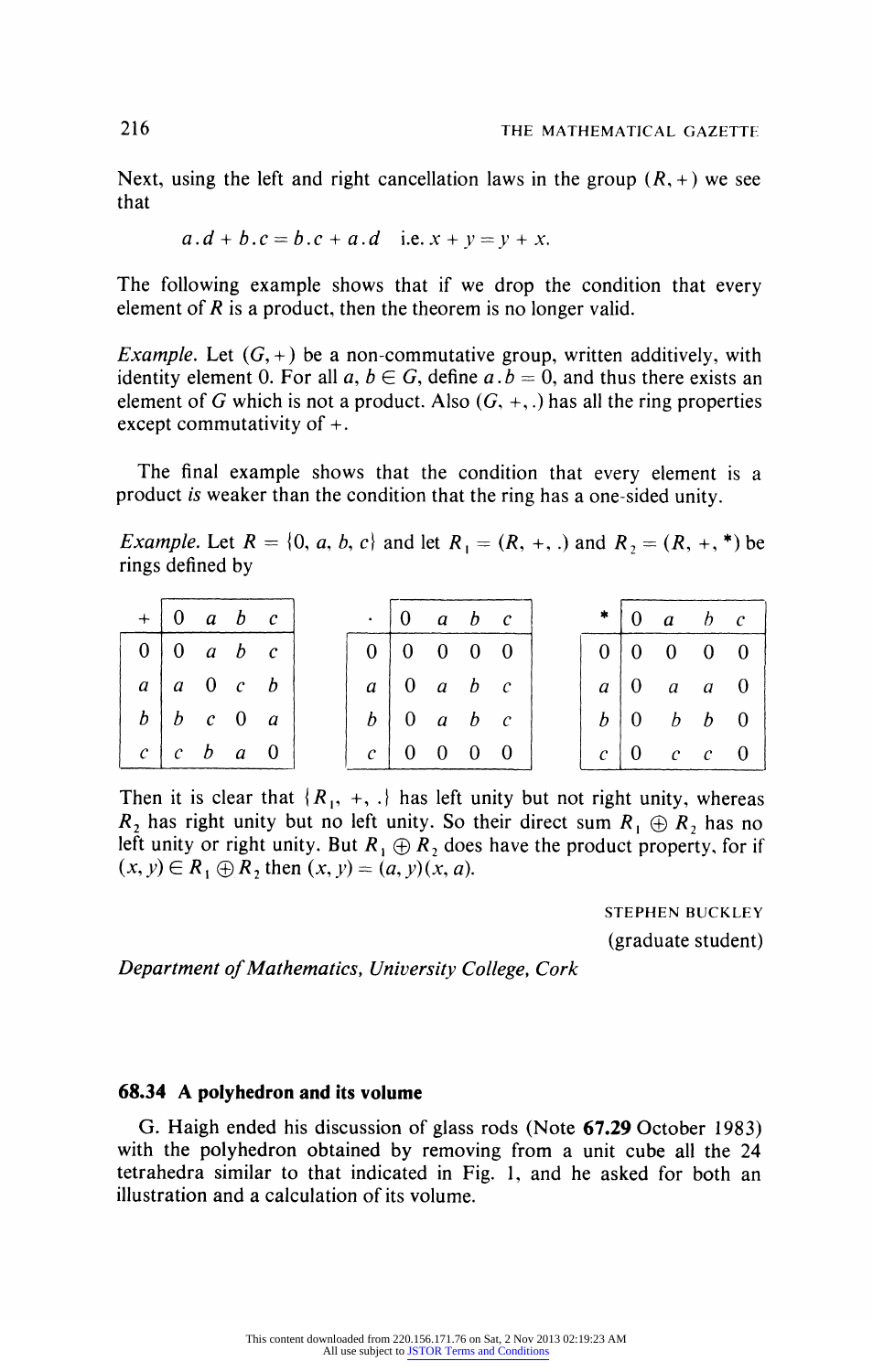Next, using the left and right cancellation laws in the group $(R, +)$ we see that

$$a.d + b.c = b.c + a.d \quad \text{i.e. } x + y = y + x.$$

The following example shows that if we drop the condition that every element of $R$ is a product, then the theorem is no longer valid.

*Example.* Let $(G, +)$ be a non-commutative group, written additively, with identity element 0. For all $a, b \in G$, define $a.b = 0$, and thus there exists an element of $G$ which is not a product. Also $(G, +, .)$ has all the ring properties except commutativity of $+$.

The final example shows that the condition that every element is a product *is* weaker than the condition that the ring has a one-sided unity.

*Example.* Let $R = \{0, a, b, c\}$ and let $R_1 = (R, +, .)$ and $R_2 = (R, +, *)$ be rings defined by

| + | 0 | a | b | c |
|---|---|---|---|---|
| 0 | 0 | a | b | c |
| a | a | 0 | c | b |
| b | b | c | 0 | a |
| c | c | b | a | 0 |

| . | 0 | a | b | c |
|---|---|---|---|---|
| 0 | 0 | 0 | 0 | 0 |
| a | 0 | a | b | c |
| b | 0 | a | b | c |
| c | 0 | 0 | 0 | 0 |

| * | 0 | a | b | c |
|---|---|---|---|---|
| 0 | 0 | 0 | 0 | 0 |
| a | 0 | a | a | 0 |
| b | 0 | b | b | 0 |
| c | 0 | c | c | 0 |

Then it is clear that $\{R_1, +, .\}$ has left unity but not right unity, whereas $R_2$ has right unity but no left unity. So their direct sum $R_1 \oplus R_2$ has no left unity or right unity. But $R_1 \oplus R_2$ does have the product property, for if $(x, y) \in R_1 \oplus R_2$ then $(x, y) = (a, y)(x, a)$.

STEPHEN BUCKLEY
(graduate student)

*Department of Mathematics, University College, Cork*

## 68.34 A polyhedron and its volume

G. Haigh ended his discussion of glass rods (Note **67.29** October 1983) with the polyhedron obtained by removing from a unit cube all the 24 tetrahedra similar to that indicated in Fig. 1, and he asked for both an illustration and a calculation of its volume.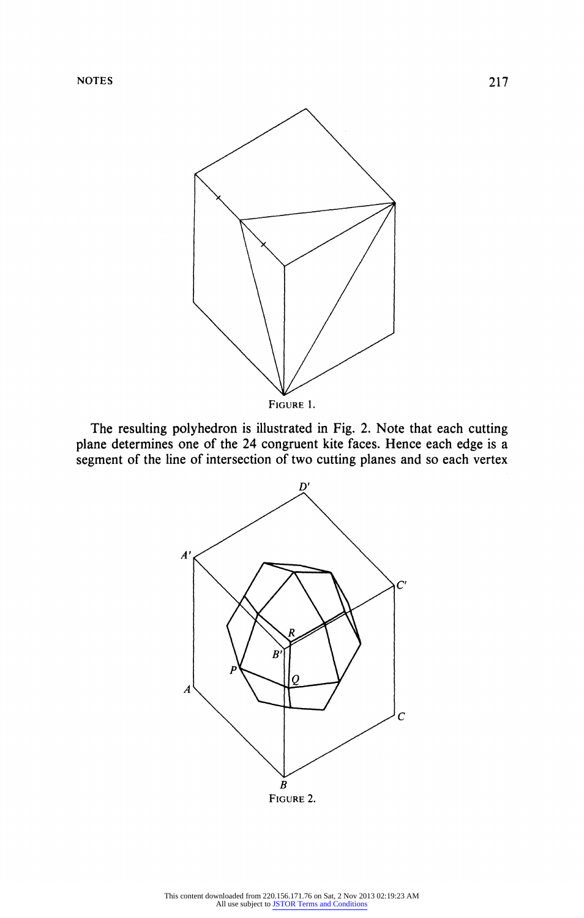FIGURE 1.

The resulting polyhedron is illustrated in Fig. 2. Note that each cutting plane determines one of the 24 congruent kite faces. Hence each edge is a segment of the line of intersection of two cutting planes and so each vertex

FIGURE 2.

This content downloaded from 220.156.171.76 on Sat, 2 Nov 2013 02:19:23 AM
All use subject to JSTOR Terms and Conditions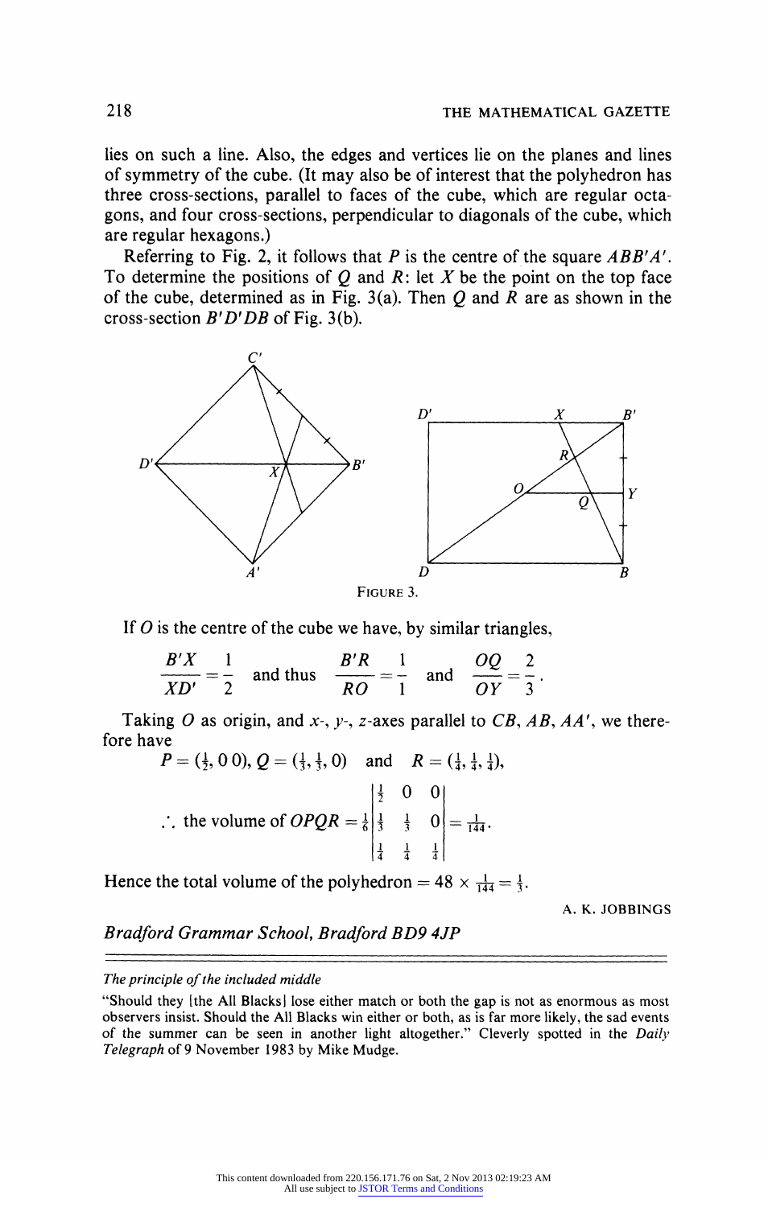lies on such a line. Also, the edges and vertices lie on the planes and lines of symmetry of the cube. (It may also be of interest that the polyhedron has three cross-sections, parallel to faces of the cube, which are regular octagons, and four cross-sections, perpendicular to diagonals of the cube, which are regular hexagons.)

Referring to Fig. 2, it follows that $P$ is the centre of the square $ABB'A'$. To determine the positions of $Q$ and $R$: let $X$ be the point on the top face of the cube, determined as in Fig. 3(a). Then $Q$ and $R$ are as shown in the cross-section $B'D'DB$ of Fig. 3(b).

C'

D'

X

B'

A'

D'

X

B'

R

O

Y

Q

D

B

FIGURE 3.

If $O$ is the centre of the cube we have, by similar triangles,

$$\frac{B'X}{XD'} = \frac{1}{2} \quad \text{and thus} \quad \frac{B'R}{RO} = \frac{1}{1} \quad \text{and} \quad \frac{OQ}{OY} = \frac{2}{3}.$$

Taking $O$ as origin, and $x$-, $y$-, $z$-axes parallel to $CB$, $AB$, $AA'$, we therefore have

$$P = (\tfrac{1}{2}, 0\ 0), Q = (\tfrac{1}{3}, \tfrac{1}{3}, 0) \quad \text{and} \quad R = (\tfrac{1}{4}, \tfrac{1}{4}, \tfrac{1}{4}),$$

$$\therefore \text{ the volume of } OPQR = \tfrac{1}{6}\begin{vmatrix} \tfrac{1}{2} & 0 & 0 \\ \tfrac{1}{3} & \tfrac{1}{3} & 0 \\ \tfrac{1}{4} & \tfrac{1}{4} & \tfrac{1}{4} \end{vmatrix} = \tfrac{1}{144}.$$

Hence the total volume of the polyhedron $= 48 \times \frac{1}{144} = \frac{1}{3}$.

A. K. JOBBINGS

*Bradford Grammar School, Bradford BD9 4JP*

---

*The principle of the included middle*

"Should they [the All Blacks] lose either match or both the gap is not as enormous as most observers insist. Should the All Blacks win either or both, as is far more likely, the sad events of the summer can be seen in another light altogether." Cleverly spotted in the *Daily Telegraph* of 9 November 1983 by Mike Mudge.